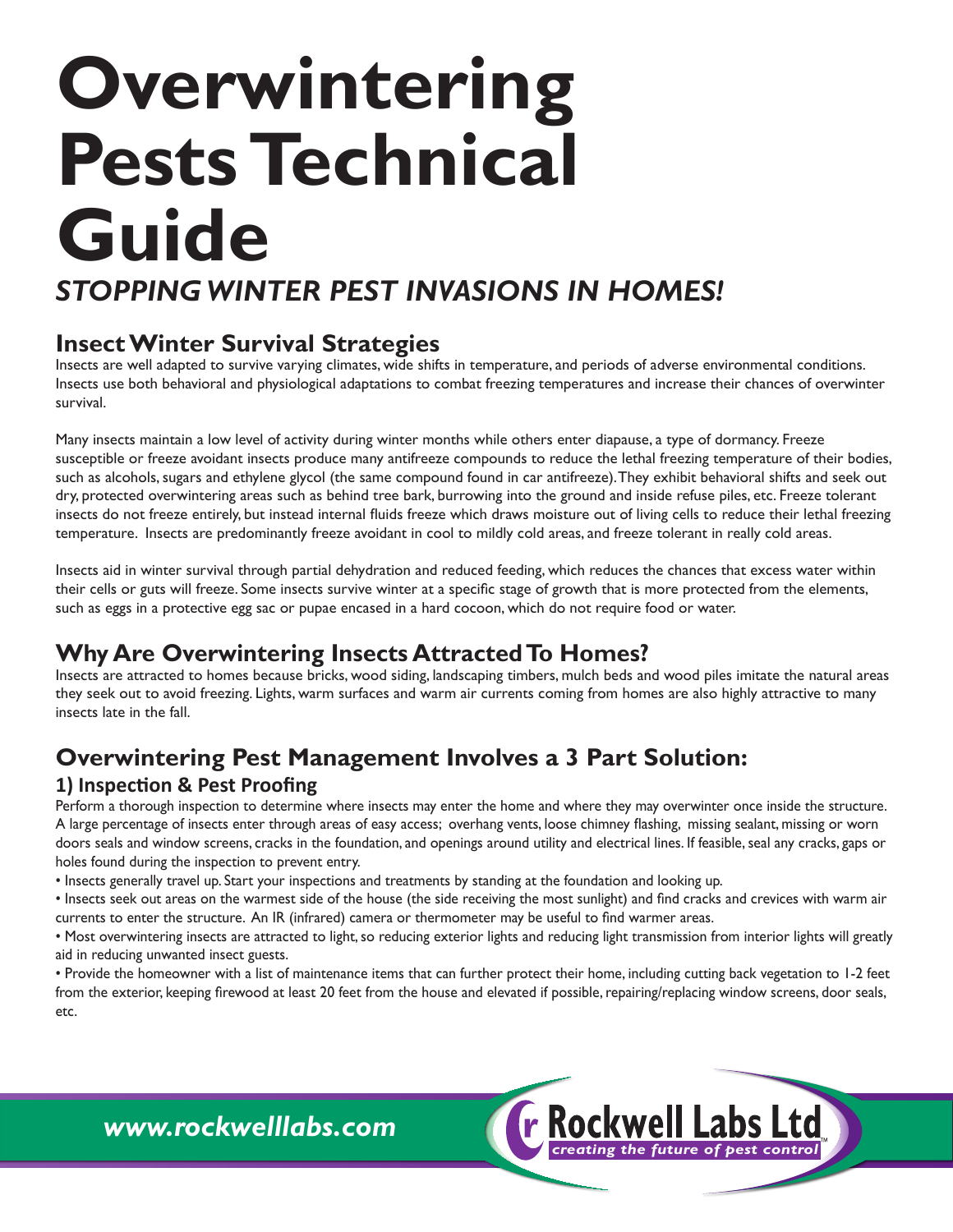# Overwintering Pests Technical Guide

## *STOPPING WINTER PEST INVASIONS IN HOMES!*

## Insect Winter Survival Strategies

Insects are well adapted to survive varying climates, wide shifts in temperature, and periods of adverse environmental conditions. Insects use both behavioral and physiological adaptations to combat freezing temperatures and increase their chances of overwinter survival.

Many insects maintain a low level of activity during winter months while others enter diapause, a type of dormancy. Freeze susceptible or freeze avoidant insects produce many antifreeze compounds to reduce the lethal freezing temperature of their bodies, such as alcohols, sugars and ethylene glycol (the same compound found in car antifreeze). They exhibit behavioral shifts and seek out dry, protected overwintering areas such as behind tree bark, burrowing into the ground and inside refuse piles, etc. Freeze tolerant insects do not freeze entirely, but instead internal fluids freeze which draws moisture out of living cells to reduce their lethal freezing temperature. Insects are predominantly freeze avoidant in cool to mildly cold areas, and freeze tolerant in really cold areas.

Insects aid in winter survival through partial dehydration and reduced feeding, which reduces the chances that excess water within their cells or guts will freeze. Some insects survive winter at a specific stage of growth that is more protected from the elements, such as eggs in a protective egg sac or pupae encased in a hard cocoon, which do not require food or water.

## Why Are Overwintering Insects Attracted To Homes?

Insects are attracted to homes because bricks, wood siding, landscaping timbers, mulch beds and wood piles imitate the natural areas they seek out to avoid freezing. Lights, warm surfaces and warm air currents coming from homes are also highly attractive to many insects late in the fall.

## Overwintering Pest Management Involves a 3 Part Solution:

### 1) Inspection & Pest Proofing

Perform a thorough inspection to determine where insects may enter the home and where they may overwinter once inside the structure. A large percentage of insects enter through areas of easy access; overhang vents, loose chimney flashing, missing sealant, missing or worn doors seals and window screens, cracks in the foundation, and openings around utility and electrical lines. If feasible, seal any cracks, gaps or holes found during the inspection to prevent entry.

- Insects generally travel up. Start your inspections and treatments by standing at the foundation and looking up.
- Insects seek out areas on the warmest side of the house (the side receiving the most sunlight) and find cracks and crevices with warm air currents to enter the structure. An IR (infrared) camera or thermometer may be useful to find warmer areas.
- Most overwintering insects are attracted to light, so reducing exterior lights and reducing light transmission from interior lights will greatly aid in reducing unwanted insect guests.
- Provide the homeowner with a list of maintenance items that can further protect their home, including cutting back vegetation to 1-2 feet from the exterior, keeping firewood at least 20 feet from the house and elevated if possible, repairing/replacing window screens, door seals, etc.

*www.rockwelllabs.com*

Rockwell Labs Ltd — *creating the future of pest control*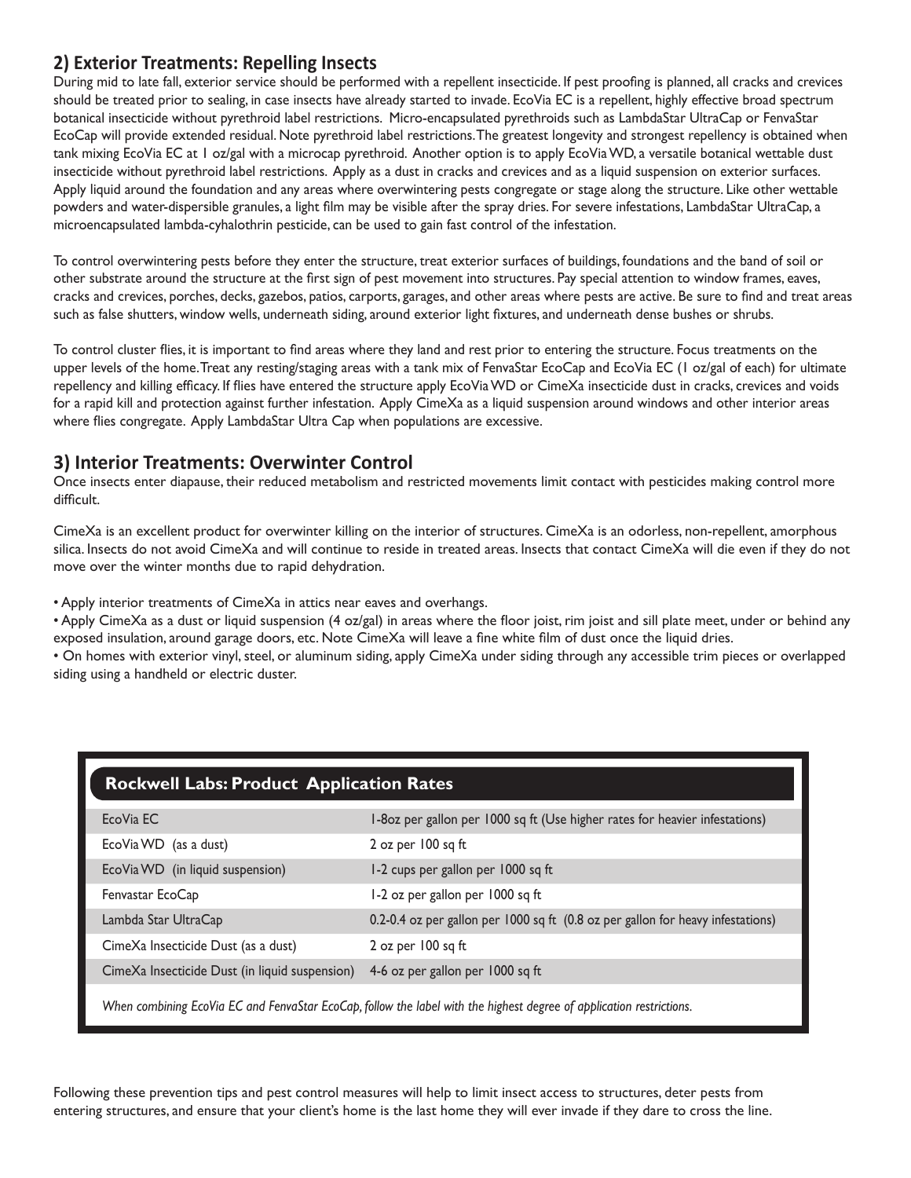## 2) Exterior Treatments: Repelling Insects

During mid to late fall, exterior service should be performed with a repellent insecticide. If pest proofing is planned, all cracks and crevices should be treated prior to sealing, in case insects have already started to invade. EcoVia EC is a repellent, highly effective broad spectrum botanical insecticide without pyrethroid label restrictions. Micro-encapsulated pyrethroids such as LambdaStar UltraCap or FenvaStar EcoCap will provide extended residual. Note pyrethroid label restrictions. The greatest longevity and strongest repellency is obtained when tank mixing EcoVia EC at 1 oz/gal with a microcap pyrethroid. Another option is to apply EcoVia WD, a versatile botanical wettable dust insecticide without pyrethroid label restrictions. Apply as a dust in cracks and crevices and as a liquid suspension on exterior surfaces. Apply liquid around the foundation and any areas where overwintering pests congregate or stage along the structure. Like other wettable powders and water-dispersible granules, a light film may be visible after the spray dries. For severe infestations, LambdaStar UltraCap, a microencapsulated lambda-cyhalothrin pesticide, can be used to gain fast control of the infestation.

To control overwintering pests before they enter the structure, treat exterior surfaces of buildings, foundations and the band of soil or other substrate around the structure at the first sign of pest movement into structures. Pay special attention to window frames, eaves, cracks and crevices, porches, decks, gazebos, patios, carports, garages, and other areas where pests are active. Be sure to find and treat areas such as false shutters, window wells, underneath siding, around exterior light fixtures, and underneath dense bushes or shrubs.

To control cluster flies, it is important to find areas where they land and rest prior to entering the structure. Focus treatments on the upper levels of the home. Treat any resting/staging areas with a tank mix of FenvaStar EcoCap and EcoVia EC (1 oz/gal of each) for ultimate repellency and killing efficacy. If flies have entered the structure apply EcoVia WD or CimeXa insecticide dust in cracks, crevices and voids for a rapid kill and protection against further infestation. Apply CimeXa as a liquid suspension around windows and other interior areas where flies congregate. Apply LambdaStar Ultra Cap when populations are excessive.

## 3) Interior Treatments: Overwinter Control

Once insects enter diapause, their reduced metabolism and restricted movements limit contact with pesticides making control more difficult.

CimeXa is an excellent product for overwinter killing on the interior of structures. CimeXa is an odorless, non-repellent, amorphous silica. Insects do not avoid CimeXa and will continue to reside in treated areas. Insects that contact CimeXa will die even if they do not move over the winter months due to rapid dehydration.

- Apply interior treatments of CimeXa in attics near eaves and overhangs.
- Apply CimeXa as a dust or liquid suspension (4 oz/gal) in areas where the floor joist, rim joist and sill plate meet, under or behind any exposed insulation, around garage doors, etc. Note CimeXa will leave a fine white film of dust once the liquid dries.
- On homes with exterior vinyl, steel, or aluminum siding, apply CimeXa under siding through any accessible trim pieces or overlapped siding using a handheld or electric duster.

| Rockwell Labs: Product Application Rates | |
|---|---|
| EcoVia EC | 1-8oz per gallon per 1000 sq ft (Use higher rates for heavier infestations) |
| EcoVia WD (as a dust) | 2 oz per 100 sq ft |
| EcoVia WD (in liquid suspension) | 1-2 cups per gallon per 1000 sq ft |
| Fenvastar EcoCap | 1-2 oz per gallon per 1000 sq ft |
| Lambda Star UltraCap | 0.2-0.4 oz per gallon per 1000 sq ft (0.8 oz per gallon for heavy infestations) |
| CimeXa Insecticide Dust (as a dust) | 2 oz per 100 sq ft |
| CimeXa Insecticide Dust (in liquid suspension) | 4-6 oz per gallon per 1000 sq ft |

*When combining EcoVia EC and FenvaStar EcoCap, follow the label with the highest degree of application restrictions.*

Following these prevention tips and pest control measures will help to limit insect access to structures, deter pests from entering structures, and ensure that your client's home is the last home they will ever invade if they dare to cross the line.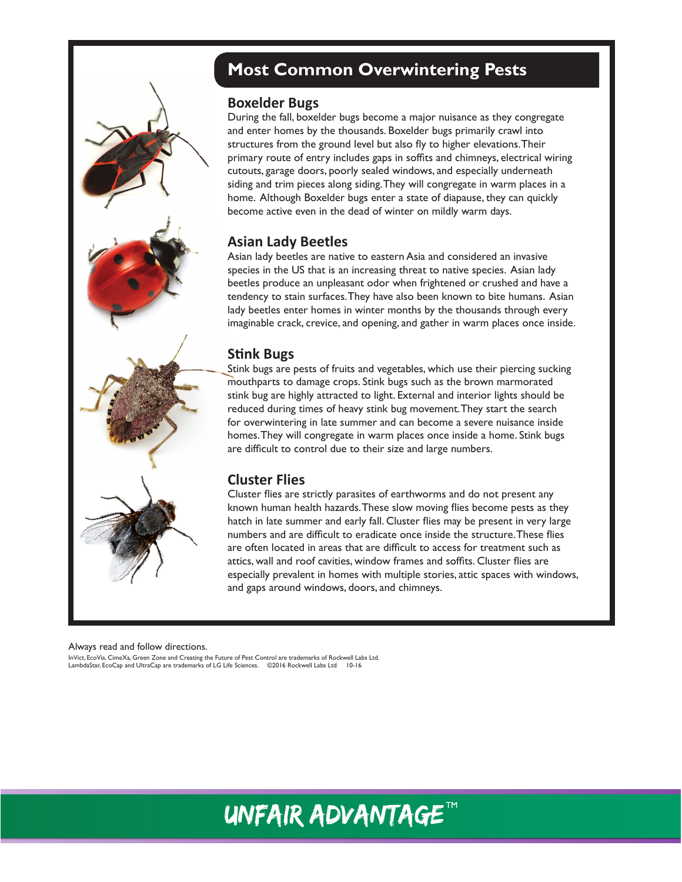## Most Common Overwintering Pests

### Boxelder Bugs

During the fall, boxelder bugs become a major nuisance as they congregate and enter homes by the thousands. Boxelder bugs primarily crawl into structures from the ground level but also fly to higher elevations. Their primary route of entry includes gaps in soffits and chimneys, electrical wiring cutouts, garage doors, poorly sealed windows, and especially underneath siding and trim pieces along siding. They will congregate in warm places in a home. Although Boxelder bugs enter a state of diapause, they can quickly become active even in the dead of winter on mildly warm days.

### Asian Lady Beetles

Asian lady beetles are native to eastern Asia and considered an invasive species in the US that is an increasing threat to native species. Asian lady beetles produce an unpleasant odor when frightened or crushed and have a tendency to stain surfaces. They have also been known to bite humans. Asian lady beetles enter homes in winter months by the thousands through every imaginable crack, crevice, and opening, and gather in warm places once inside.

### Stink Bugs

Stink bugs are pests of fruits and vegetables, which use their piercing sucking mouthparts to damage crops. Stink bugs such as the brown marmorated stink bug are highly attracted to light. External and interior lights should be reduced during times of heavy stink bug movement. They start the search for overwintering in late summer and can become a severe nuisance inside homes. They will congregate in warm places once inside a home. Stink bugs are difficult to control due to their size and large numbers.

### Cluster Flies

Cluster flies are strictly parasites of earthworms and do not present any known human health hazards. These slow moving flies become pests as they hatch in late summer and early fall. Cluster flies may be present in very large numbers and are difficult to eradicate once inside the structure. These flies are often located in areas that are difficult to access for treatment such as attics, wall and roof cavities, window frames and soffits. Cluster flies are especially prevalent in homes with multiple stories, attic spaces with windows, and gaps around windows, doors, and chimneys.

Always read and follow directions.

InVict, EcoVia, CimeXa, Green Zone and Creating the Future of Pest Control are trademarks of Rockwell Labs Ltd.
LambdaStar, EcoCap and UltraCap are trademarks of LG Life Sciences. ©2016 Rockwell Labs Ltd 10-16

UNFAIR ADVANTAGE™